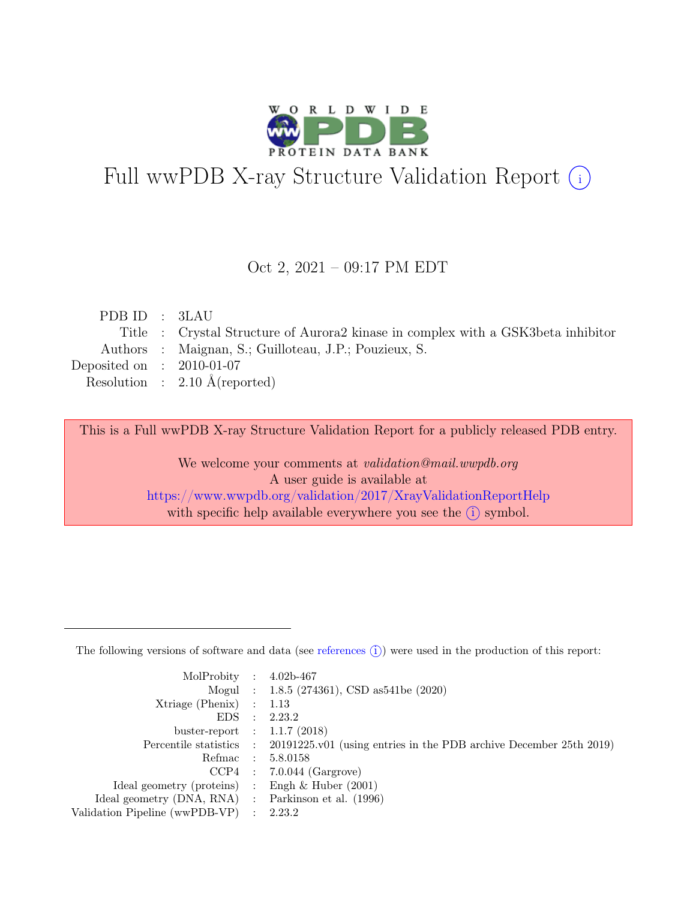# Full wwPDB X-ray Structure Validation Report (i)

Oct 2, 2021 – 09:17 PM EDT

| | | |
|---|---|---|
| PDB ID | : | 3LAU |
| Title | : | Crystal Structure of Aurora2 kinase in complex with a GSK3beta inhibitor |
| Authors | : | Maignan, S.; Guilloteau, J.P.; Pouzieux, S. |
| Deposited on | : | 2010-01-07 |
| Resolution | : | 2.10 Å(reported) |

This is a Full wwPDB X-ray Structure Validation Report for a publicly released PDB entry.

We welcome your comments at *validation@mail.wwpdb.org*
A user guide is available at
https://www.wwpdb.org/validation/2017/XrayValidationReportHelp
with specific help available everywhere you see the (i) symbol.

---

The following versions of software and data (see references (i)) were used in the production of this report:

| | | |
|---|---|---|
| MolProbity | : | 4.02b-467 |
| Mogul | : | 1.8.5 (274361), CSD as541be (2020) |
| Xtriage (Phenix) | : | 1.13 |
| EDS | : | 2.23.2 |
| buster-report | : | 1.1.7 (2018) |
| Percentile statistics | : | 20191225.v01 (using entries in the PDB archive December 25th 2019) |
| Refmac | : | 5.8.0158 |
| CCP4 | : | 7.0.044 (Gargrove) |
| Ideal geometry (proteins) | : | Engh & Huber (2001) |
| Ideal geometry (DNA, RNA) | : | Parkinson et al. (1996) |
| Validation Pipeline (wwPDB-VP) | : | 2.23.2 |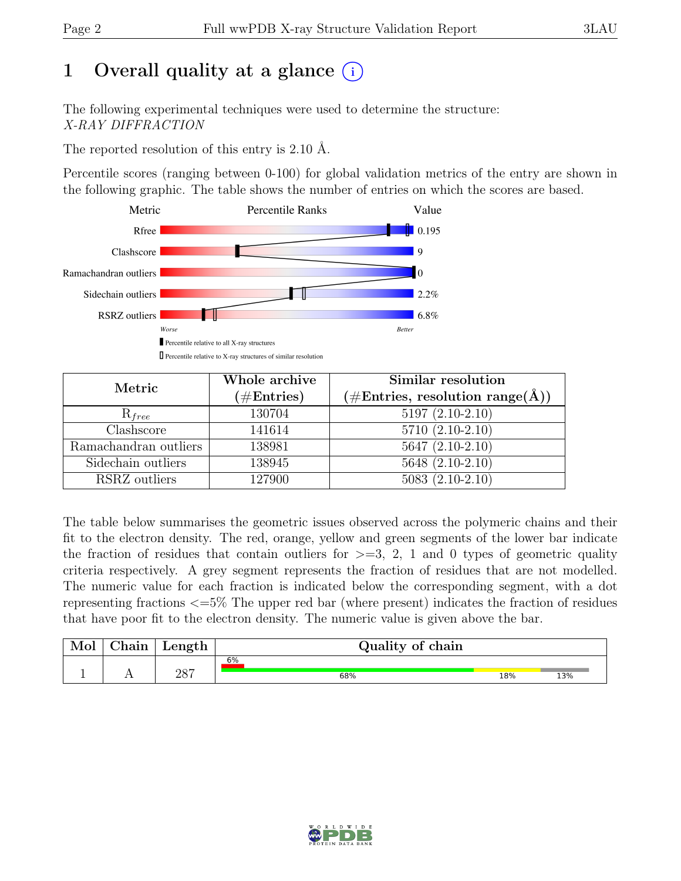# 1 Overall quality at a glance (i)

The following experimental techniques were used to determine the structure:
*X-RAY DIFFRACTION*

The reported resolution of this entry is 2.10 Å.

Percentile scores (ranging between 0-100) for global validation metrics of the entry are shown in the following graphic. The table shows the number of entries on which the scores are based.

| Metric | Value |
|---|---|
| Rfree | 0.195 |
| Clashscore | 9 |
| Ramachandran outliers | 0 |
| Sidechain outliers | 2.2% |
| RSRZ outliers | 6.8% |

Worse — Better

▮ Percentile relative to all X-ray structures
▯ Percentile relative to X-ray structures of similar resolution

| Metric | Whole archive (#Entries) | Similar resolution (#Entries, resolution range(Å)) |
|---|---|---|
| $R_{free}$ | 130704 | 5197 (2.10-2.10) |
| Clashscore | 141614 | 5710 (2.10-2.10) |
| Ramachandran outliers | 138981 | 5647 (2.10-2.10) |
| Sidechain outliers | 138945 | 5648 (2.10-2.10) |
| RSRZ outliers | 127900 | 5083 (2.10-2.10) |

The table below summarises the geometric issues observed across the polymeric chains and their fit to the electron density. The red, orange, yellow and green segments of the lower bar indicate the fraction of residues that contain outliers for >=3, 2, 1 and 0 types of geometric quality criteria respectively. A grey segment represents the fraction of residues that are not modelled. The numeric value for each fraction is indicated below the corresponding segment, with a dot representing fractions <=5% The upper red bar (where present) indicates the fraction of residues that have poor fit to the electron density. The numeric value is given above the bar.

| Mol | Chain | Length | Quality of chain |
|---|---|---|---|
| 1 | A | 287 | 6% (poor fit); 68% (green), 18% (yellow), 13% (grey) |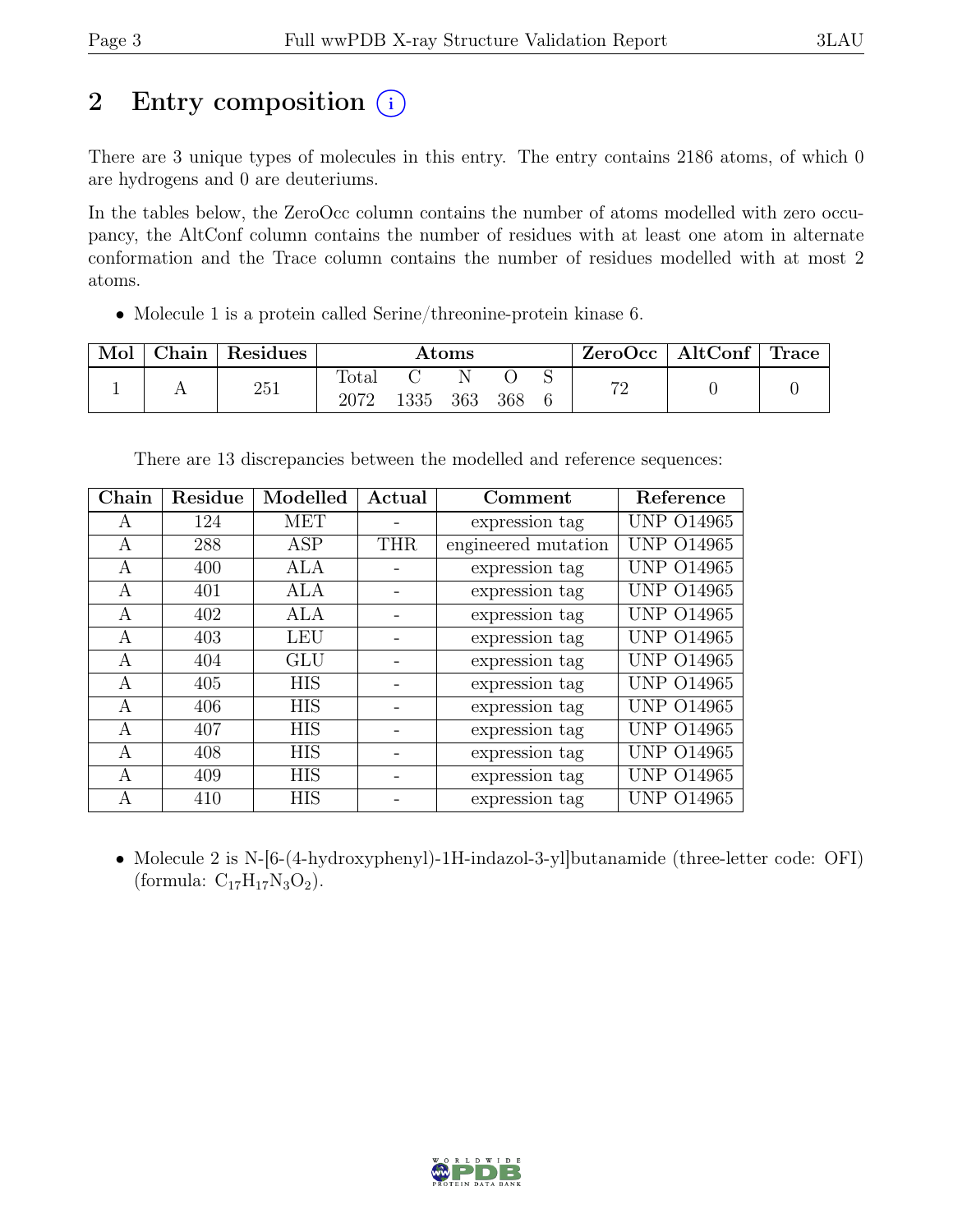# 2 Entry composition (i)

There are 3 unique types of molecules in this entry. The entry contains 2186 atoms, of which 0 are hydrogens and 0 are deuteriums.

In the tables below, the ZeroOcc column contains the number of atoms modelled with zero occupancy, the AltConf column contains the number of residues with at least one atom in alternate conformation and the Trace column contains the number of residues modelled with at most 2 atoms.

- Molecule 1 is a protein called Serine/threonine-protein kinase 6.

| Mol | Chain | Residues | Atoms | | | | | ZeroOcc | AltConf | Trace |
|---|---|---|---|---|---|---|---|---|---|---|
| | | | Total | C | N | O | S | | | |
| 1 | A | 251 | 2072 | 1335 | 363 | 368 | 6 | 72 | 0 | 0 |

There are 13 discrepancies between the modelled and reference sequences:

| Chain | Residue | Modelled | Actual | Comment | Reference |
|---|---|---|---|---|---|
| A | 124 | MET | - | expression tag | UNP O14965 |
| A | 288 | ASP | THR | engineered mutation | UNP O14965 |
| A | 400 | ALA | - | expression tag | UNP O14965 |
| A | 401 | ALA | - | expression tag | UNP O14965 |
| A | 402 | ALA | - | expression tag | UNP O14965 |
| A | 403 | LEU | - | expression tag | UNP O14965 |
| A | 404 | GLU | - | expression tag | UNP O14965 |
| A | 405 | HIS | - | expression tag | UNP O14965 |
| A | 406 | HIS | - | expression tag | UNP O14965 |
| A | 407 | HIS | - | expression tag | UNP O14965 |
| A | 408 | HIS | - | expression tag | UNP O14965 |
| A | 409 | HIS | - | expression tag | UNP O14965 |
| A | 410 | HIS | - | expression tag | UNP O14965 |

- Molecule 2 is N-[6-(4-hydroxyphenyl)-1H-indazol-3-yl]butanamide (three-letter code: OFI) (formula: $C_{17}H_{17}N_3O_2$).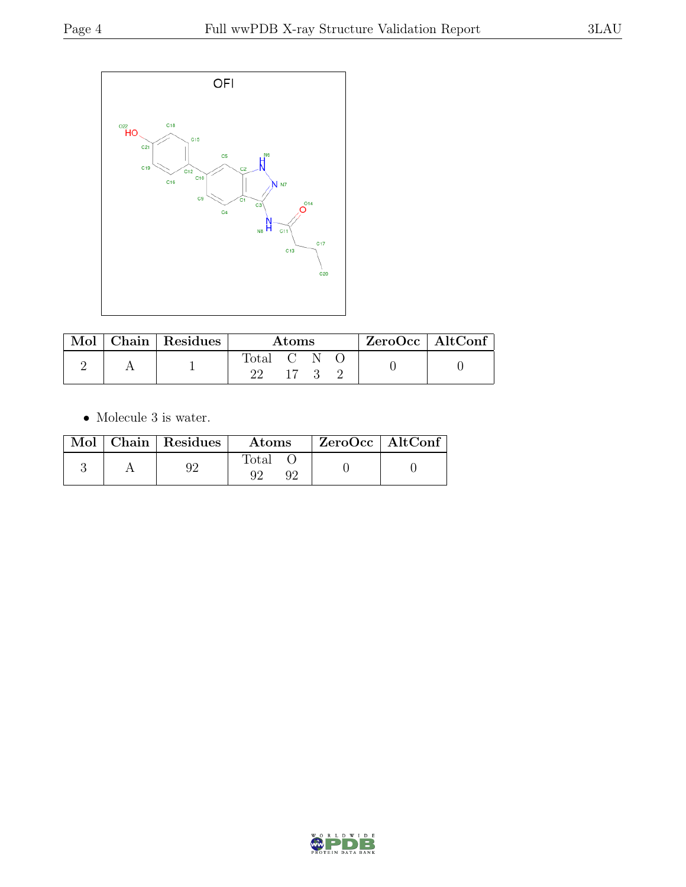OFI

| Mol | Chain | Residues | Atoms | | | | ZeroOcc | AltConf |
|---|---|---|---|---|---|---|---|---|
| | | | Total | C | N | O | | |
| 2 | A | 1 | 22 | 17 | 3 | 2 | 0 | 0 |

- Molecule 3 is water.

| Mol | Chain | Residues | Atoms | | ZeroOcc | AltConf |
|---|---|---|---|---|---|---|
| | | | Total | O | | |
| 3 | A | 92 | 92 | 92 | 0 | 0 |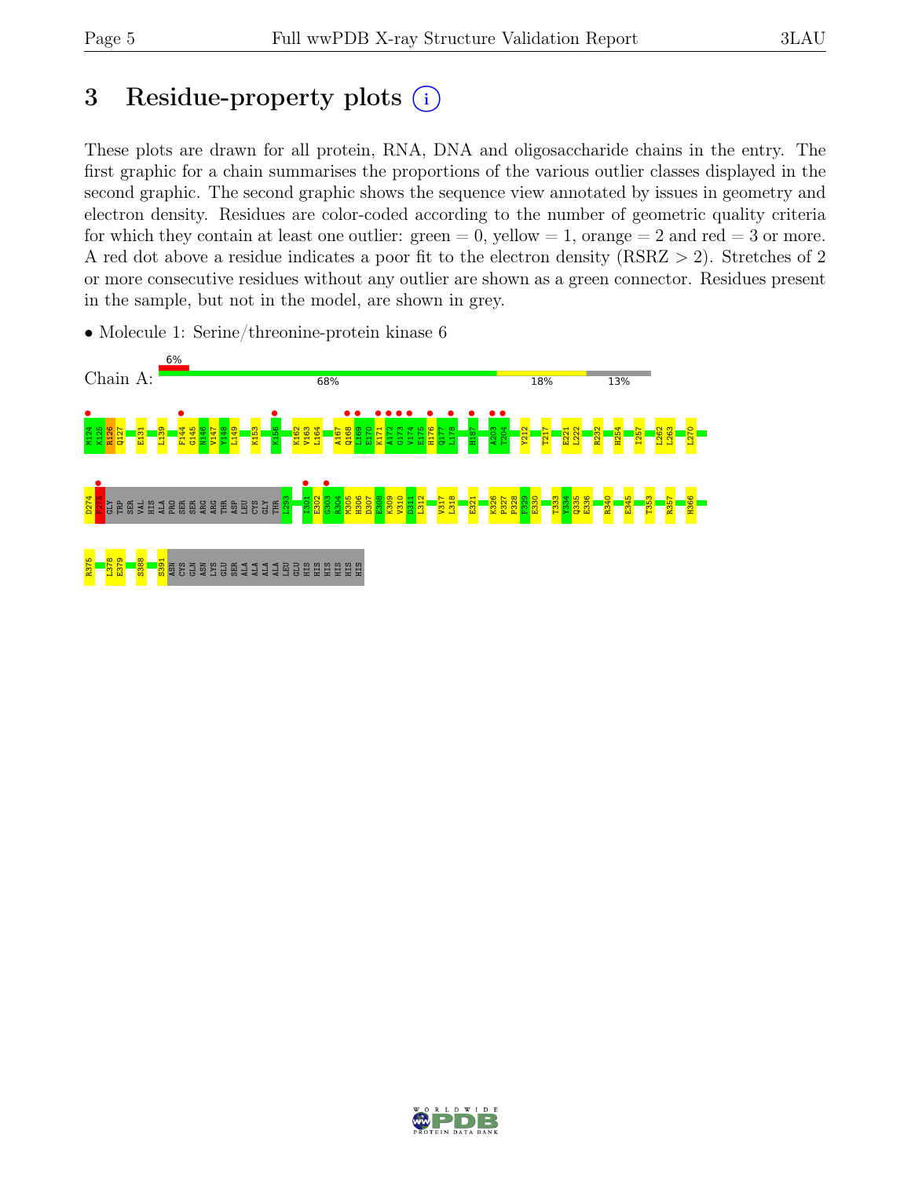# 3 Residue-property plots

These plots are drawn for all protein, RNA, DNA and oligosaccharide chains in the entry. The first graphic for a chain summarises the proportions of the various outlier classes displayed in the second graphic. The second graphic shows the sequence view annotated by issues in geometry and electron density. Residues are color-coded according to the number of geometric quality criteria for which they contain at least one outlier: green = 0, yellow = 1, orange = 2 and red = 3 or more. A red dot above a residue indicates a poor fit to the electron density (RSRZ > 2). Stretches of 2 or more consecutive residues without any outlier are shown as a green connector. Residues present in the sample, but not in the model, are shown in grey.

- Molecule 1: Serine/threonine-protein kinase 6

Chain A: 6% | 68% | 18% | 13%

M124 K125 R126 Q127 E131 L139 F144 G145 N146 V147 Y148 L149 K153 K156 K162 V163 L164 A167 Q168 L169 E170 K171 A172 G173 V174 E175 H176 Q177 L178 H187 A203 T204 Y212 T217 E221 L222 R232 H254 I257 L262 L263 L270

D274 P275 GLY TRP SER VAL HIS ALA PRO SER SER ARG ARG THR ASP LEU CYS GLY THR L293 T301 E302 G303 R304 M305 H306 D307 E308 K309 V310 D311 L312 V317 L318 E321 K326 P327 P328 F329 E330 T333 Y334 Q335 E336 R340 E345 T353 R357 H366

R375 L378 E379 S388 S391 ASN CYS GLN ASN LYS GLU SER ALA ALA ALA ALA LEU GLU HIS HIS HIS HIS HIS HIS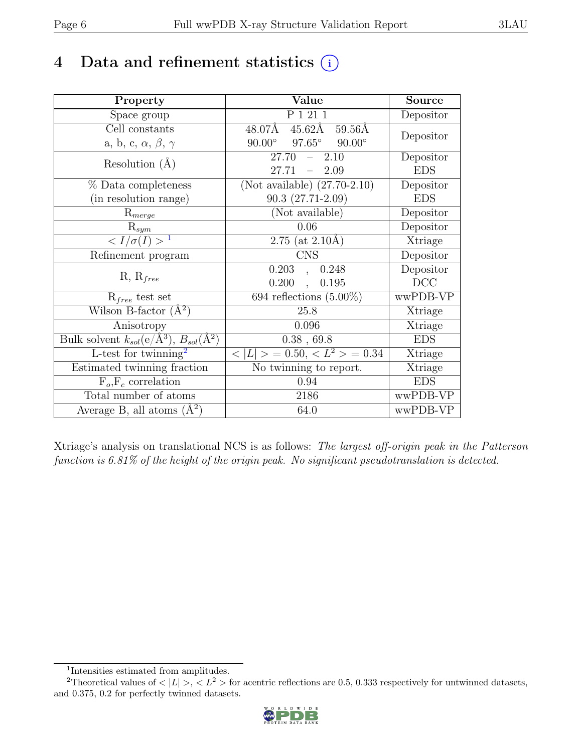# 4 Data and refinement statistics (i)

| Property | Value | Source |
|---|---|---|
| Space group | P 1 21 1 | Depositor |
| Cell constants<br>a, b, c, $\alpha$, $\beta$, $\gamma$ | 48.07Å 45.62Å 59.56Å<br>90.00° 97.65° 90.00° | Depositor |
| Resolution (Å) | 27.70 – 2.10<br>27.71 – 2.09 | Depositor<br>EDS |
| % Data completeness<br>(in resolution range) | (Not available) (27.70-2.10)<br>90.3 (27.71-2.09) | Depositor<br>EDS |
| $R_{merge}$ | (Not available) | Depositor |
| $R_{sym}$ | 0.06 | Depositor |
| $< I/\sigma(I) >$ [1] | 2.75 (at 2.10Å) | Xtriage |
| Refinement program | CNS | Depositor |
| R, $R_{free}$ | 0.203 , 0.248<br>0.200 , 0.195 | Depositor<br>DCC |
| $R_{free}$ test set | 694 reflections (5.00%) | wwPDB-VP |
| Wilson B-factor (Å$^2$) | 25.8 | Xtriage |
| Anisotropy | 0.096 | Xtriage |
| Bulk solvent $k_{sol}$(e/Å$^3$), $B_{sol}$(Å$^2$) | 0.38 , 69.8 | EDS |
| L-test for twinning[2] | $< \lvert L \rvert > = 0.50$, $< L^2 > = 0.34$ | Xtriage |
| Estimated twinning fraction | No twinning to report. | Xtriage |
| $F_o$,$F_c$ correlation | 0.94 | EDS |
| Total number of atoms | 2186 | wwPDB-VP |
| Average B, all atoms (Å$^2$) | 64.0 | wwPDB-VP |

Xtriage's analysis on translational NCS is as follows: *The largest off-origin peak in the Patterson function is 6.81% of the height of the origin peak. No significant pseudotranslation is detected.*

[1] Intensities estimated from amplitudes.

[2] Theoretical values of $< \lvert L \rvert >$, $< L^2 >$ for acentric reflections are 0.5, 0.333 respectively for untwinned datasets, and 0.375, 0.2 for perfectly twinned datasets.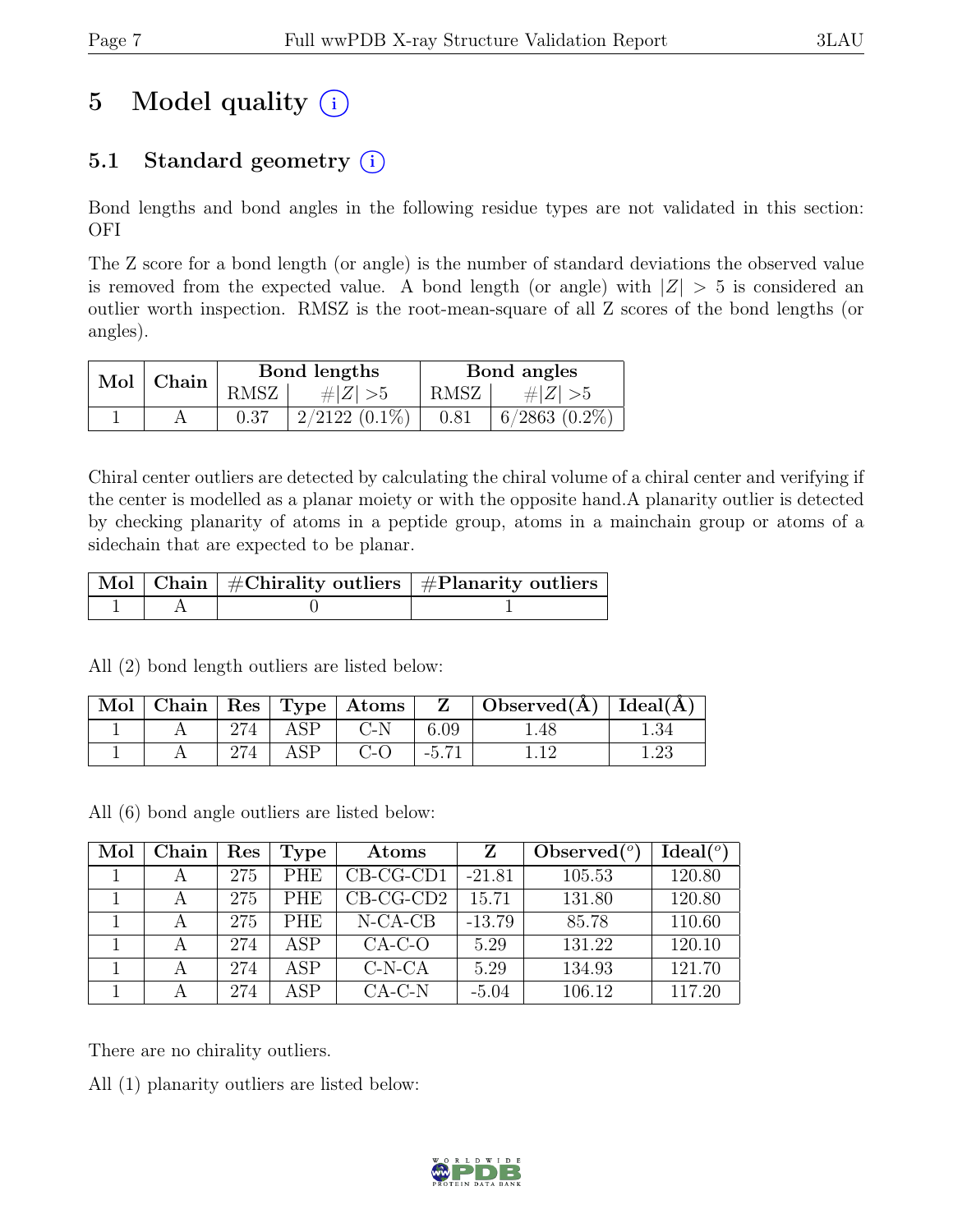# 5 Model quality (i)

## 5.1 Standard geometry (i)

Bond lengths and bond angles in the following residue types are not validated in this section: OFI

The Z score for a bond length (or angle) is the number of standard deviations the observed value is removed from the expected value. A bond length (or angle) with $|Z| > 5$ is considered an outlier worth inspection. RMSZ is the root-mean-square of all Z scores of the bond lengths (or angles).

| Mol | Chain | Bond lengths | | Bond angles | |
|---|---|---|---|---|---|
| | | RMSZ | $\#\|Z\| > 5$ | RMSZ | $\#\|Z\| > 5$ |
| 1 | A | 0.37 | 2/2122 (0.1%) | 0.81 | 6/2863 (0.2%) |

Chiral center outliers are detected by calculating the chiral volume of a chiral center and verifying if the center is modelled as a planar moiety or with the opposite hand.A planarity outlier is detected by checking planarity of atoms in a peptide group, atoms in a mainchain group or atoms of a sidechain that are expected to be planar.

| Mol | Chain | #Chirality outliers | #Planarity outliers |
|---|---|---|---|
| 1 | A | 0 | 1 |

All (2) bond length outliers are listed below:

| Mol | Chain | Res | Type | Atoms | Z | Observed(Å) | Ideal(Å) |
|---|---|---|---|---|---|---|---|
| 1 | A | 274 | ASP | C-N | 6.09 | 1.48 | 1.34 |
| 1 | A | 274 | ASP | C-O | -5.71 | 1.12 | 1.23 |

All (6) bond angle outliers are listed below:

| Mol | Chain | Res | Type | Atoms | Z | Observed($^o$) | Ideal($^o$) |
|---|---|---|---|---|---|---|---|
| 1 | A | 275 | PHE | CB-CG-CD1 | -21.81 | 105.53 | 120.80 |
| 1 | A | 275 | PHE | CB-CG-CD2 | 15.71 | 131.80 | 120.80 |
| 1 | A | 275 | PHE | N-CA-CB | -13.79 | 85.78 | 110.60 |
| 1 | A | 274 | ASP | CA-C-O | 5.29 | 131.22 | 120.10 |
| 1 | A | 274 | ASP | C-N-CA | 5.29 | 134.93 | 121.70 |
| 1 | A | 274 | ASP | CA-C-N | -5.04 | 106.12 | 117.20 |

There are no chirality outliers.

All (1) planarity outliers are listed below: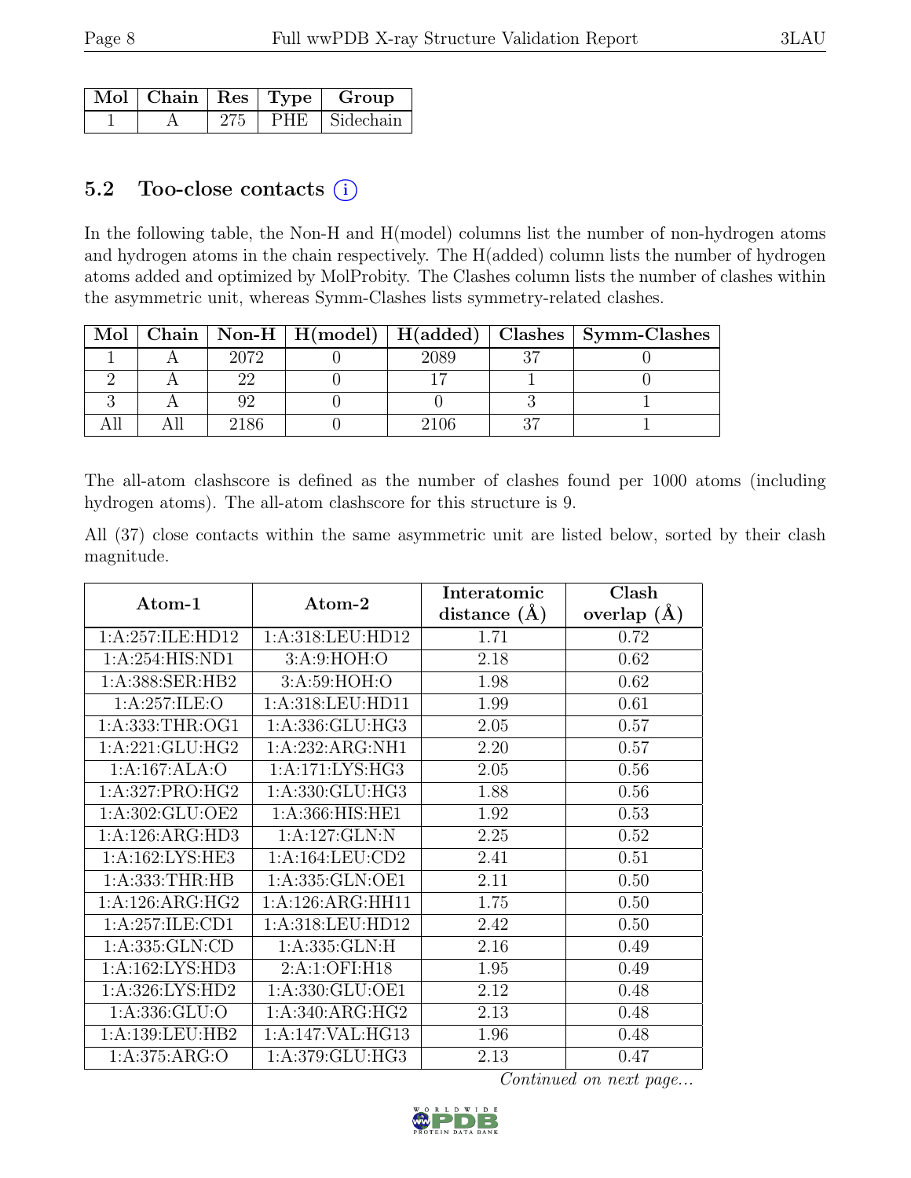| Mol | Chain | Res | Type | Group |
|---|---|---|---|---|
| 1 | A | 275 | PHE | Sidechain |

## 5.2 Too-close contacts ⓘ

In the following table, the Non-H and H(model) columns list the number of non-hydrogen atoms and hydrogen atoms in the chain respectively. The H(added) column lists the number of hydrogen atoms added and optimized by MolProbity. The Clashes column lists the number of clashes within the asymmetric unit, whereas Symm-Clashes lists symmetry-related clashes.

| Mol | Chain | Non-H | H(model) | H(added) | Clashes | Symm-Clashes |
|---|---|---|---|---|---|---|
| 1 | A | 2072 | 0 | 2089 | 37 | 0 |
| 2 | A | 22 | 0 | 17 | 1 | 0 |
| 3 | A | 92 | 0 | 0 | 3 | 1 |
| All | All | 2186 | 0 | 2106 | 37 | 1 |

The all-atom clashscore is defined as the number of clashes found per 1000 atoms (including hydrogen atoms). The all-atom clashscore for this structure is 9.

All (37) close contacts within the same asymmetric unit are listed below, sorted by their clash magnitude.

| Atom-1 | Atom-2 | Interatomic distance (Å) | Clash overlap (Å) |
|---|---|---|---|
| 1:A:257:ILE:HD12 | 1:A:318:LEU:HD12 | 1.71 | 0.72 |
| 1:A:254:HIS:ND1 | 3:A:9:HOH:O | 2.18 | 0.62 |
| 1:A:388:SER:HB2 | 3:A:59:HOH:O | 1.98 | 0.62 |
| 1:A:257:ILE:O | 1:A:318:LEU:HD11 | 1.99 | 0.61 |
| 1:A:333:THR:OG1 | 1:A:336:GLU:HG3 | 2.05 | 0.57 |
| 1:A:221:GLU:HG2 | 1:A:232:ARG:NH1 | 2.20 | 0.57 |
| 1:A:167:ALA:O | 1:A:171:LYS:HG3 | 2.05 | 0.56 |
| 1:A:327:PRO:HG2 | 1:A:330:GLU:HG3 | 1.88 | 0.56 |
| 1:A:302:GLU:OE2 | 1:A:366:HIS:HE1 | 1.92 | 0.53 |
| 1:A:126:ARG:HD3 | 1:A:127:GLN:N | 2.25 | 0.52 |
| 1:A:162:LYS:HE3 | 1:A:164:LEU:CD2 | 2.41 | 0.51 |
| 1:A:333:THR:HB | 1:A:335:GLN:OE1 | 2.11 | 0.50 |
| 1:A:126:ARG:HG2 | 1:A:126:ARG:HH11 | 1.75 | 0.50 |
| 1:A:257:ILE:CD1 | 1:A:318:LEU:HD12 | 2.42 | 0.50 |
| 1:A:335:GLN:CD | 1:A:335:GLN:H | 2.16 | 0.49 |
| 1:A:162:LYS:HD3 | 2:A:1:OFI:H18 | 1.95 | 0.49 |
| 1:A:326:LYS:HD2 | 1:A:330:GLU:OE1 | 2.12 | 0.48 |
| 1:A:336:GLU:O | 1:A:340:ARG:HG2 | 2.13 | 0.48 |
| 1:A:139:LEU:HB2 | 1:A:147:VAL:HG13 | 1.96 | 0.48 |
| 1:A:375:ARG:O | 1:A:379:GLU:HG3 | 2.13 | 0.47 |

*Continued on next page...*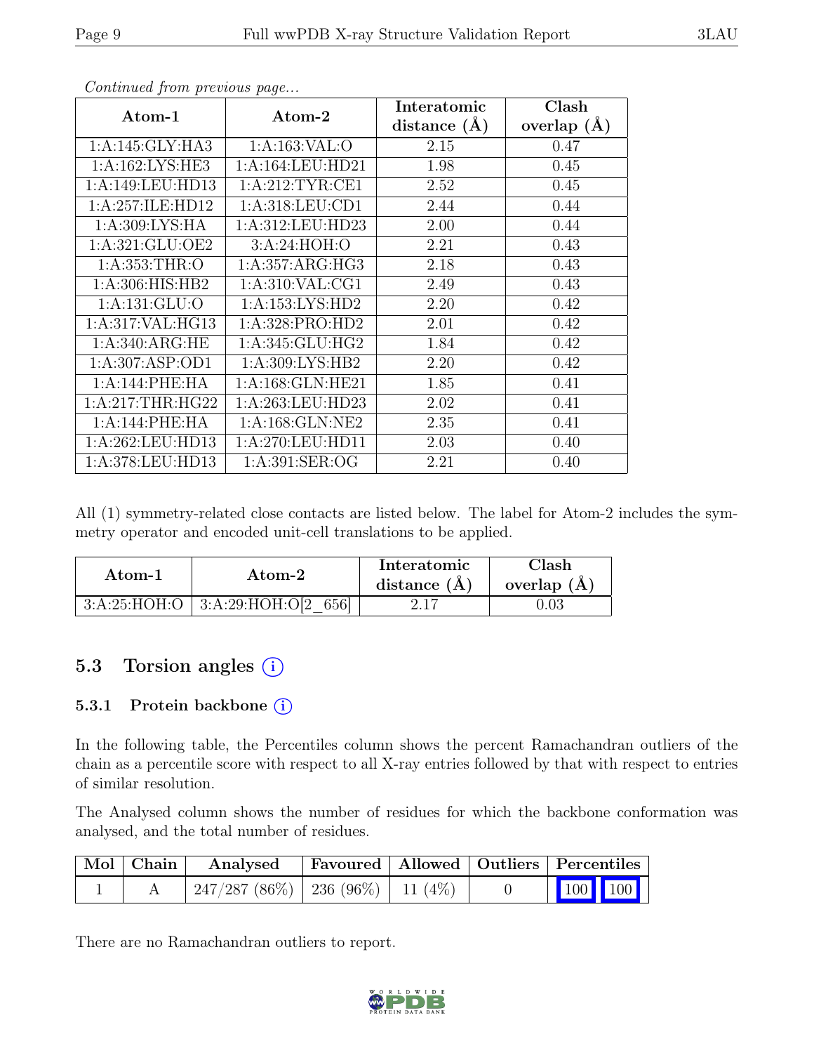*Continued from previous page...*

| Atom-1 | Atom-2 | Interatomic distance (Å) | Clash overlap (Å) |
|---|---|---|---|
| 1:A:145:GLY:HA3 | 1:A:163:VAL:O | 2.15 | 0.47 |
| 1:A:162:LYS:HE3 | 1:A:164:LEU:HD21 | 1.98 | 0.45 |
| 1:A:149:LEU:HD13 | 1:A:212:TYR:CE1 | 2.52 | 0.45 |
| 1:A:257:ILE:HD12 | 1:A:318:LEU:CD1 | 2.44 | 0.44 |
| 1:A:309:LYS:HA | 1:A:312:LEU:HD23 | 2.00 | 0.44 |
| 1:A:321:GLU:OE2 | 3:A:24:HOH:O | 2.21 | 0.43 |
| 1:A:353:THR:O | 1:A:357:ARG:HG3 | 2.18 | 0.43 |
| 1:A:306:HIS:HB2 | 1:A:310:VAL:CG1 | 2.49 | 0.43 |
| 1:A:131:GLU:O | 1:A:153:LYS:HD2 | 2.20 | 0.42 |
| 1:A:317:VAL:HG13 | 1:A:328:PRO:HD2 | 2.01 | 0.42 |
| 1:A:340:ARG:HE | 1:A:345:GLU:HG2 | 1.84 | 0.42 |
| 1:A:307:ASP:OD1 | 1:A:309:LYS:HB2 | 2.20 | 0.42 |
| 1:A:144:PHE:HA | 1:A:168:GLN:HE21 | 1.85 | 0.41 |
| 1:A:217:THR:HG22 | 1:A:263:LEU:HD23 | 2.02 | 0.41 |
| 1:A:144:PHE:HA | 1:A:168:GLN:NE2 | 2.35 | 0.41 |
| 1:A:262:LEU:HD13 | 1:A:270:LEU:HD11 | 2.03 | 0.40 |
| 1:A:378:LEU:HD13 | 1:A:391:SER:OG | 2.21 | 0.40 |

All (1) symmetry-related close contacts are listed below. The label for Atom-2 includes the symmetry operator and encoded unit-cell translations to be applied.

| Atom-1 | Atom-2 | Interatomic distance (Å) | Clash overlap (Å) |
|---|---|---|---|
| 3:A:25:HOH:O | 3:A:29:HOH:O[2_656] | 2.17 | 0.03 |

## 5.3 Torsion angles

### 5.3.1 Protein backbone

In the following table, the Percentiles column shows the percent Ramachandran outliers of the chain as a percentile score with respect to all X-ray entries followed by that with respect to entries of similar resolution.

The Analysed column shows the number of residues for which the backbone conformation was analysed, and the total number of residues.

| Mol | Chain | Analysed | Favoured | Allowed | Outliers | Percentiles | |
|---|---|---|---|---|---|---|---|
| 1 | A | 247/287 (86%) | 236 (96%) | 11 (4%) | 0 | 100 | 100 |

There are no Ramachandran outliers to report.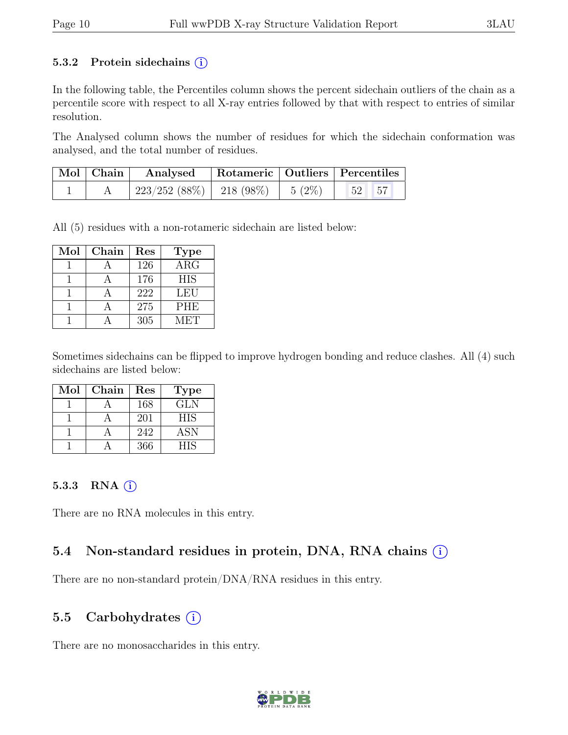### 5.3.2 Protein sidechains (i)

In the following table, the Percentiles column shows the percent sidechain outliers of the chain as a percentile score with respect to all X-ray entries followed by that with respect to entries of similar resolution.

The Analysed column shows the number of residues for which the sidechain conformation was analysed, and the total number of residues.

| Mol | Chain | Analysed | Rotameric | Outliers | Percentiles | |
|---|---|---|---|---|---|---|
| 1 | A | 223/252 (88%) | 218 (98%) | 5 (2%) | 52 | 57 |

All (5) residues with a non-rotameric sidechain are listed below:

| Mol | Chain | Res | Type |
|---|---|---|---|
| 1 | A | 126 | ARG |
| 1 | A | 176 | HIS |
| 1 | A | 222 | LEU |
| 1 | A | 275 | PHE |
| 1 | A | 305 | MET |

Sometimes sidechains can be flipped to improve hydrogen bonding and reduce clashes. All (4) such sidechains are listed below:

| Mol | Chain | Res | Type |
|---|---|---|---|
| 1 | A | 168 | GLN |
| 1 | A | 201 | HIS |
| 1 | A | 242 | ASN |
| 1 | A | 366 | HIS |

### 5.3.3 RNA (i)

There are no RNA molecules in this entry.

## 5.4 Non-standard residues in protein, DNA, RNA chains (i)

There are no non-standard protein/DNA/RNA residues in this entry.

## 5.5 Carbohydrates (i)

There are no monosaccharides in this entry.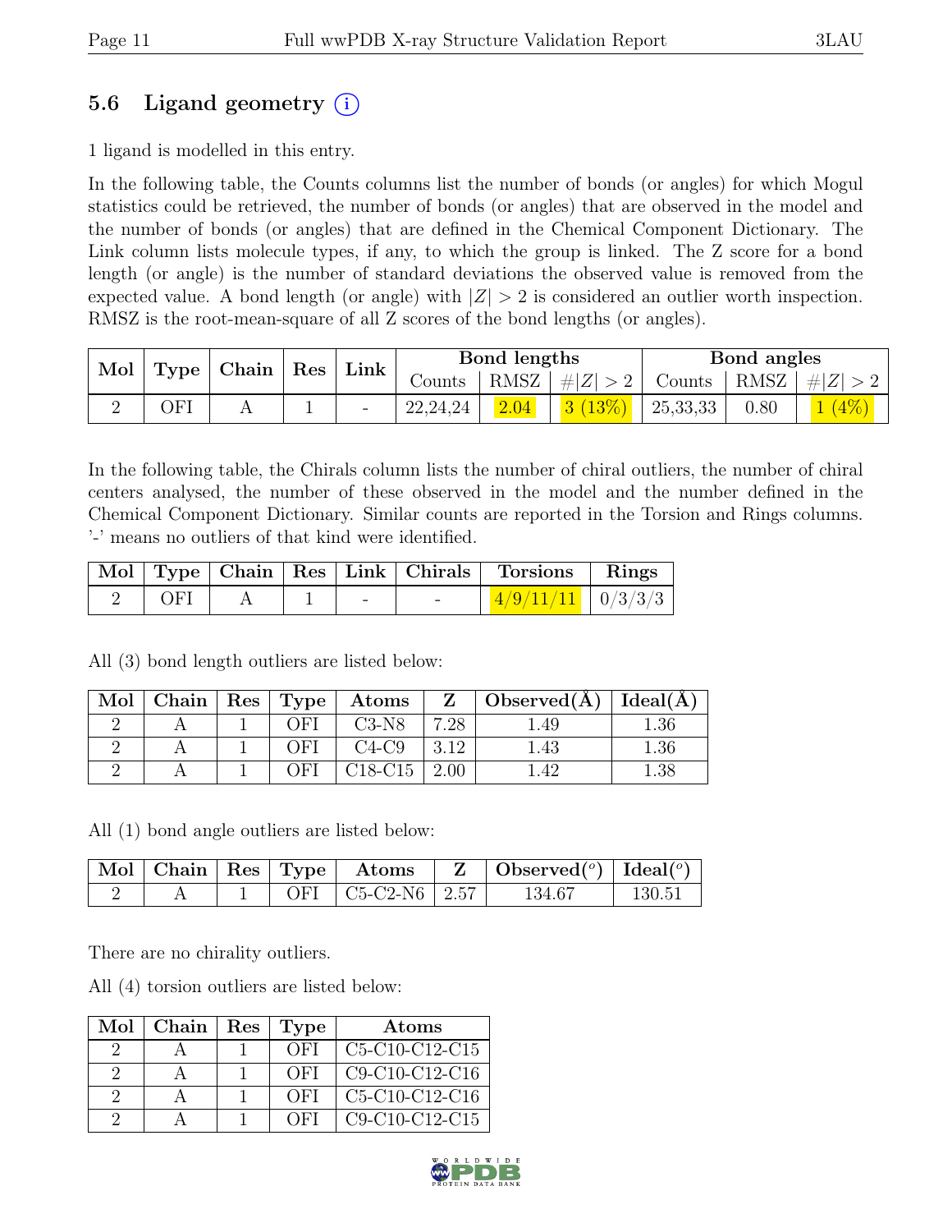## 5.6 Ligand geometry (i)

1 ligand is modelled in this entry.

In the following table, the Counts columns list the number of bonds (or angles) for which Mogul statistics could be retrieved, the number of bonds (or angles) that are observed in the model and the number of bonds (or angles) that are defined in the Chemical Component Dictionary. The Link column lists molecule types, if any, to which the group is linked. The Z score for a bond length (or angle) is the number of standard deviations the observed value is removed from the expected value. A bond length (or angle) with $|Z| > 2$ is considered an outlier worth inspection. RMSZ is the root-mean-square of all Z scores of the bond lengths (or angles).

| Mol | Type | Chain | Res | Link | Bond lengths | | | Bond angles | | |
|---|---|---|---|---|---|---|---|---|---|---|
| | | | | | Counts | RMSZ | $\#\|Z\| > 2$ | Counts | RMSZ | $\#\|Z\| > 2$ |
| 2 | OFI | A | 1 | - | 22,24,24 | 2.04 | 3 (13%) | 25,33,33 | 0.80 | 1 (4%) |

In the following table, the Chirals column lists the number of chiral outliers, the number of chiral centers analysed, the number of these observed in the model and the number defined in the Chemical Component Dictionary. Similar counts are reported in the Torsion and Rings columns. '-' means no outliers of that kind were identified.

| Mol | Type | Chain | Res | Link | Chirals | Torsions | Rings |
|---|---|---|---|---|---|---|---|
| 2 | OFI | A | 1 | - | - | 4/9/11/11 | 0/3/3/3 |

All (3) bond length outliers are listed below:

| Mol | Chain | Res | Type | Atoms | Z | Observed(Å) | Ideal(Å) |
|---|---|---|---|---|---|---|---|
| 2 | A | 1 | OFI | C3-N8 | 7.28 | 1.49 | 1.36 |
| 2 | A | 1 | OFI | C4-C9 | 3.12 | 1.43 | 1.36 |
| 2 | A | 1 | OFI | C18-C15 | 2.00 | 1.42 | 1.38 |

All (1) bond angle outliers are listed below:

| Mol | Chain | Res | Type | Atoms | Z | Observed($^o$) | Ideal($^o$) |
|---|---|---|---|---|---|---|---|
| 2 | A | 1 | OFI | C5-C2-N6 | 2.57 | 134.67 | 130.51 |

There are no chirality outliers.

All (4) torsion outliers are listed below:

| Mol | Chain | Res | Type | Atoms |
|---|---|---|---|---|
| 2 | A | 1 | OFI | C5-C10-C12-C15 |
| 2 | A | 1 | OFI | C9-C10-C12-C16 |
| 2 | A | 1 | OFI | C5-C10-C12-C16 |
| 2 | A | 1 | OFI | C9-C10-C12-C15 |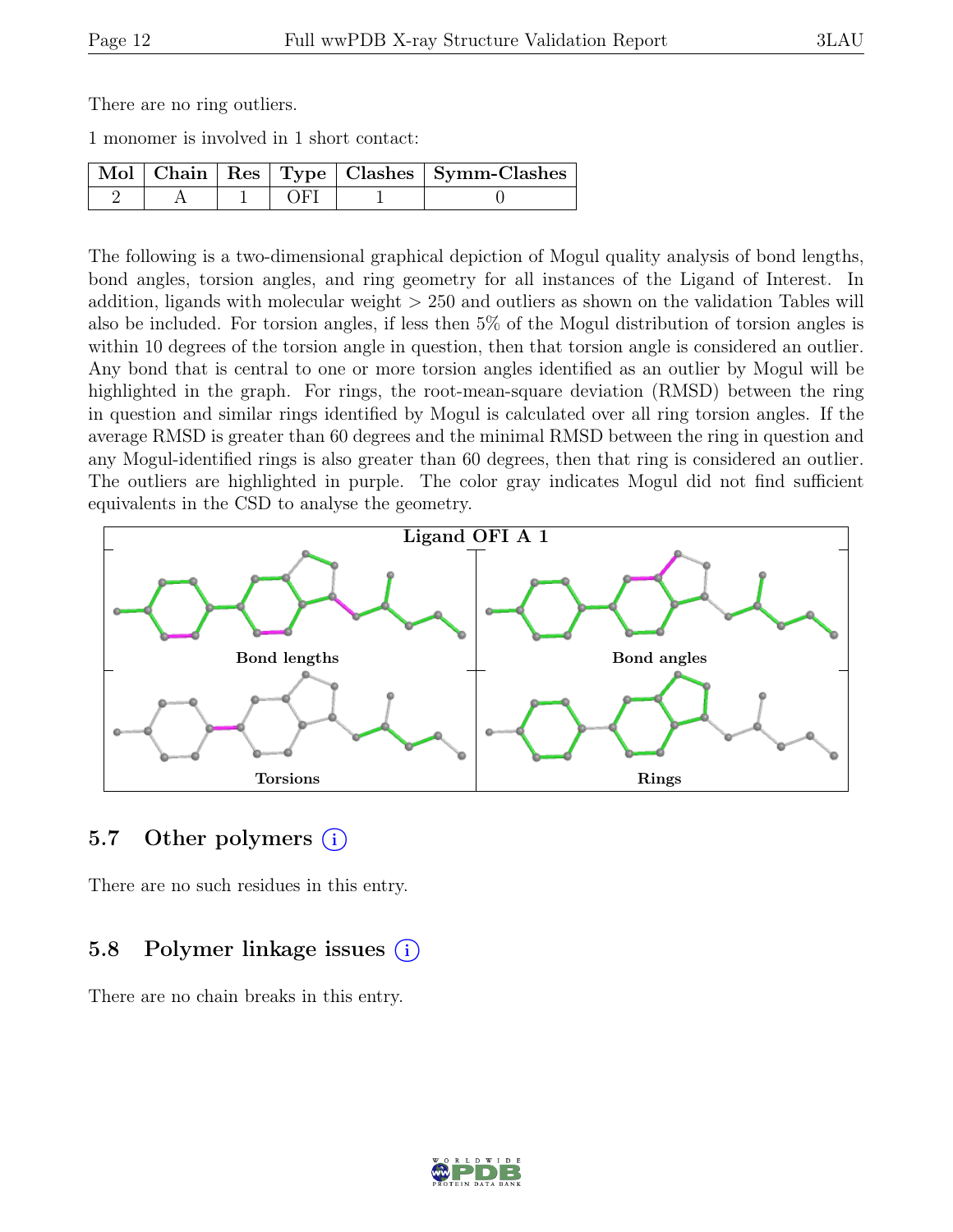There are no ring outliers.

1 monomer is involved in 1 short contact:

| Mol | Chain | Res | Type | Clashes | Symm-Clashes |
|---|---|---|---|---|---|
| 2 | A | 1 | OFI | 1 | 0 |

The following is a two-dimensional graphical depiction of Mogul quality analysis of bond lengths, bond angles, torsion angles, and ring geometry for all instances of the Ligand of Interest. In addition, ligands with molecular weight > 250 and outliers as shown on the validation Tables will also be included. For torsion angles, if less then 5% of the Mogul distribution of torsion angles is within 10 degrees of the torsion angle in question, then that torsion angle is considered an outlier. Any bond that is central to one or more torsion angles identified as an outlier by Mogul will be highlighted in the graph. For rings, the root-mean-square deviation (RMSD) between the ring in question and similar rings identified by Mogul is calculated over all ring torsion angles. If the average RMSD is greater than 60 degrees and the minimal RMSD between the ring in question and any Mogul-identified rings is also greater than 60 degrees, then that ring is considered an outlier. The outliers are highlighted in purple. The color gray indicates Mogul did not find sufficient equivalents in the CSD to analyse the geometry.

Ligand OFI A 1

Bond lengths

Bond angles

Torsions

Rings

## 5.7 Other polymers

There are no such residues in this entry.

## 5.8 Polymer linkage issues

There are no chain breaks in this entry.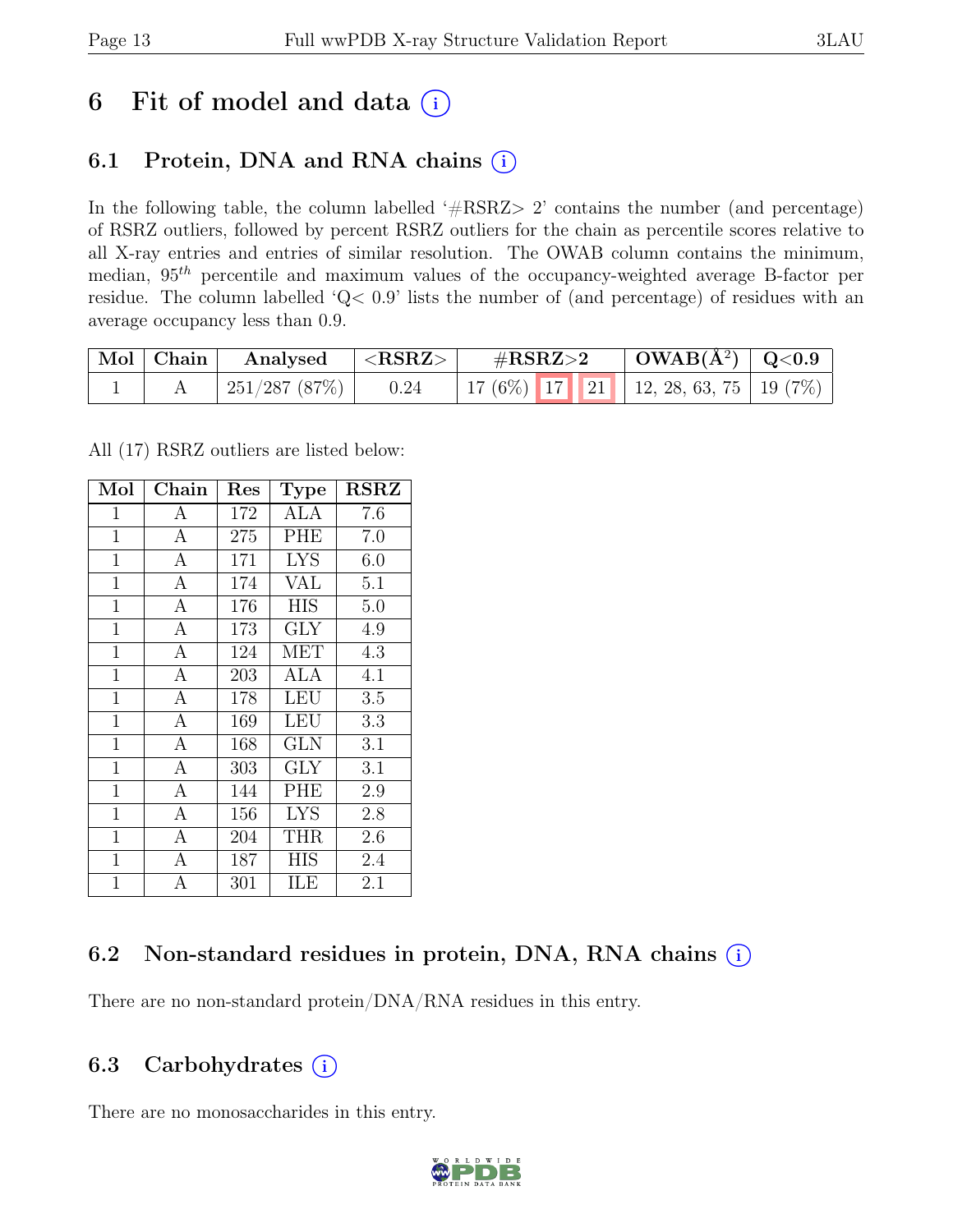# 6 Fit of model and data (i)

## 6.1 Protein, DNA and RNA chains (i)

In the following table, the column labelled '#RSRZ> 2' contains the number (and percentage) of RSRZ outliers, followed by percent RSRZ outliers for the chain as percentile scores relative to all X-ray entries and entries of similar resolution. The OWAB column contains the minimum, median, $95^{th}$ percentile and maximum values of the occupancy-weighted average B-factor per residue. The column labelled 'Q< 0.9' lists the number of (and percentage) of residues with an average occupancy less than 0.9.

| Mol | Chain | Analysed | <RSRZ> | #RSRZ>2 | | | OWAB(Å$^2$) | Q<0.9 |
|---|---|---|---|---|---|---|---|---|
| 1 | A | 251/287 (87%) | 0.24 | 17 (6%) | 17 | 21 | 12, 28, 63, 75 | 19 (7%) |

All (17) RSRZ outliers are listed below:

| Mol | Chain | Res | Type | RSRZ |
|---|---|---|---|---|
| 1 | A | 172 | ALA | 7.6 |
| 1 | A | 275 | PHE | 7.0 |
| 1 | A | 171 | LYS | 6.0 |
| 1 | A | 174 | VAL | 5.1 |
| 1 | A | 176 | HIS | 5.0 |
| 1 | A | 173 | GLY | 4.9 |
| 1 | A | 124 | MET | 4.3 |
| 1 | A | 203 | ALA | 4.1 |
| 1 | A | 178 | LEU | 3.5 |
| 1 | A | 169 | LEU | 3.3 |
| 1 | A | 168 | GLN | 3.1 |
| 1 | A | 303 | GLY | 3.1 |
| 1 | A | 144 | PHE | 2.9 |
| 1 | A | 156 | LYS | 2.8 |
| 1 | A | 204 | THR | 2.6 |
| 1 | A | 187 | HIS | 2.4 |
| 1 | A | 301 | ILE | 2.1 |

## 6.2 Non-standard residues in protein, DNA, RNA chains (i)

There are no non-standard protein/DNA/RNA residues in this entry.

## 6.3 Carbohydrates (i)

There are no monosaccharides in this entry.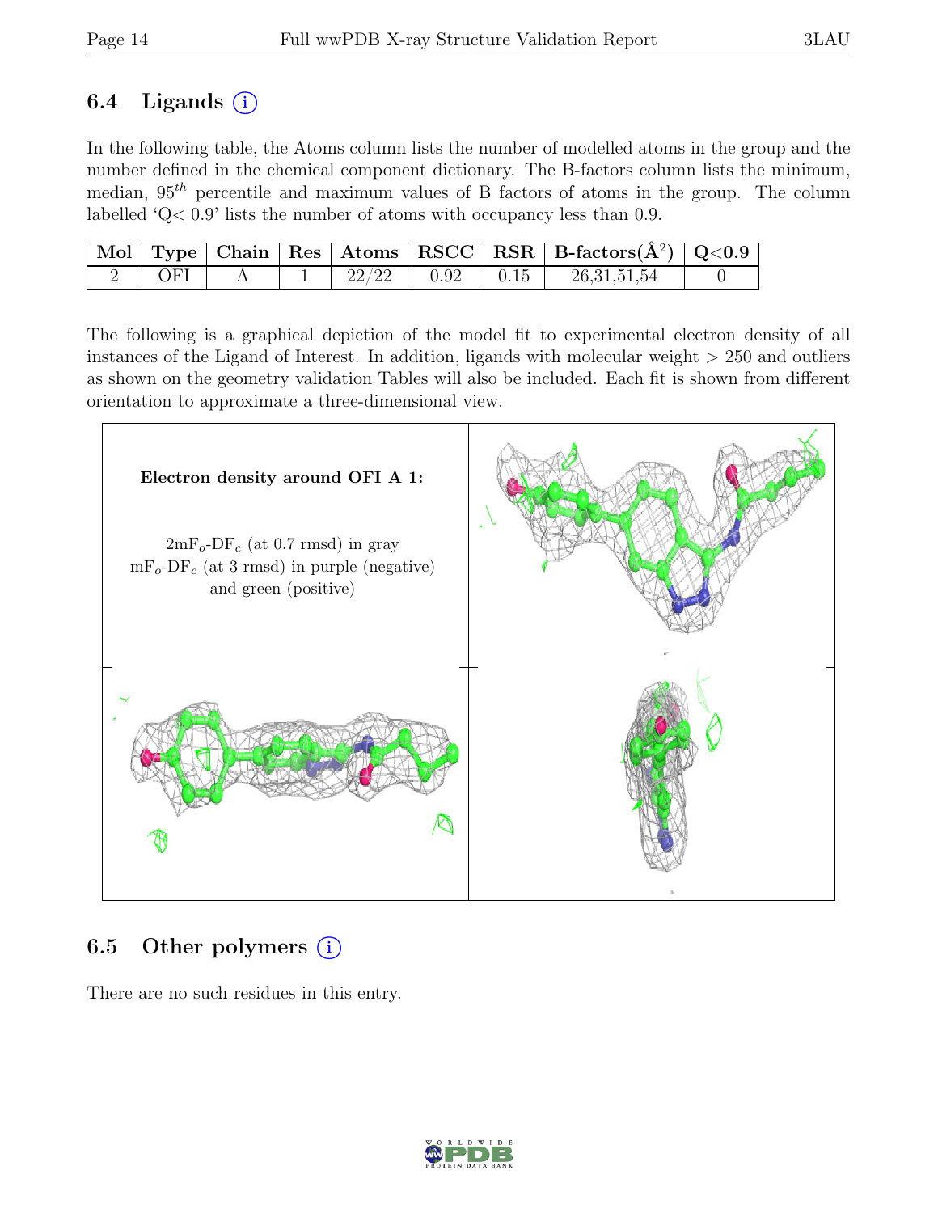## 6.4 Ligands (i)

In the following table, the Atoms column lists the number of modelled atoms in the group and the number defined in the chemical component dictionary. The B-factors column lists the minimum, median, $95^{th}$ percentile and maximum values of B factors of atoms in the group. The column labelled 'Q< 0.9' lists the number of atoms with occupancy less than 0.9.

| Mol | Type | Chain | Res | Atoms | RSCC | RSR | B-factors($Å^2$) | Q<0.9 |
|---|---|---|---|---|---|---|---|---|
| 2 | OFI | A | 1 | 22/22 | 0.92 | 0.15 | 26,31,51,54 | 0 |

The following is a graphical depiction of the model fit to experimental electron density of all instances of the Ligand of Interest. In addition, ligands with molecular weight > 250 and outliers as shown on the geometry validation Tables will also be included. Each fit is shown from different orientation to approximate a three-dimensional view.

**Electron density around OFI A 1:**

$2mF_o$-$DF_c$ (at 0.7 rmsd) in gray
$mF_o$-$DF_c$ (at 3 rmsd) in purple (negative) and green (positive)

## 6.5 Other polymers (i)

There are no such residues in this entry.